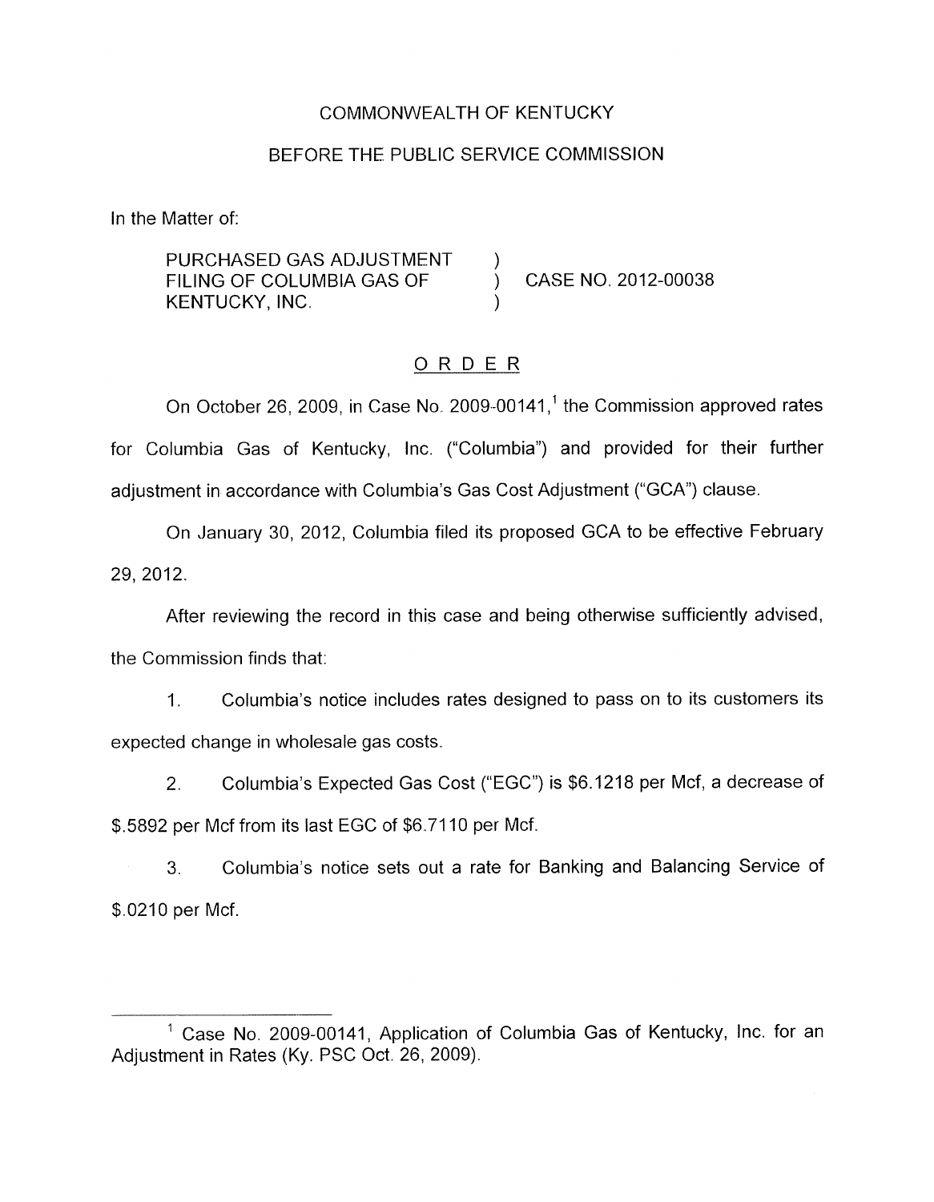COMMONWEALTH OF KENTUCKY

BEFORE THE PUBLIC SERVICE COMMISSION

In the Matter of:

PURCHASED GAS ADJUSTMENT FILING OF COLUMBIA GAS OF KENTUCKY, INC. ) CASE NO. 2012-00038

## ORDER

On October 26, 2009, in Case No. 2009-00141,[1] the Commission approved rates for Columbia Gas of Kentucky, Inc. ("Columbia") and provided for their further adjustment in accordance with Columbia's Gas Cost Adjustment ("GCA") clause.

On January 30, 2012, Columbia filed its proposed GCA to be effective February 29, 2012.

After reviewing the record in this case and being otherwise sufficiently advised, the Commission finds that:

1. Columbia's notice includes rates designed to pass on to its customers its expected change in wholesale gas costs.

2. Columbia's Expected Gas Cost ("EGC") is $6.1218 per Mcf, a decrease of $.5892 per Mcf from its last EGC of $6.7110 per Mcf.

3. Columbia's notice sets out a rate for Banking and Balancing Service of $.0210 per Mcf.

---

[1] Case No. 2009-00141, Application of Columbia Gas of Kentucky, Inc. for an Adjustment in Rates (Ky. PSC Oct. 26, 2009).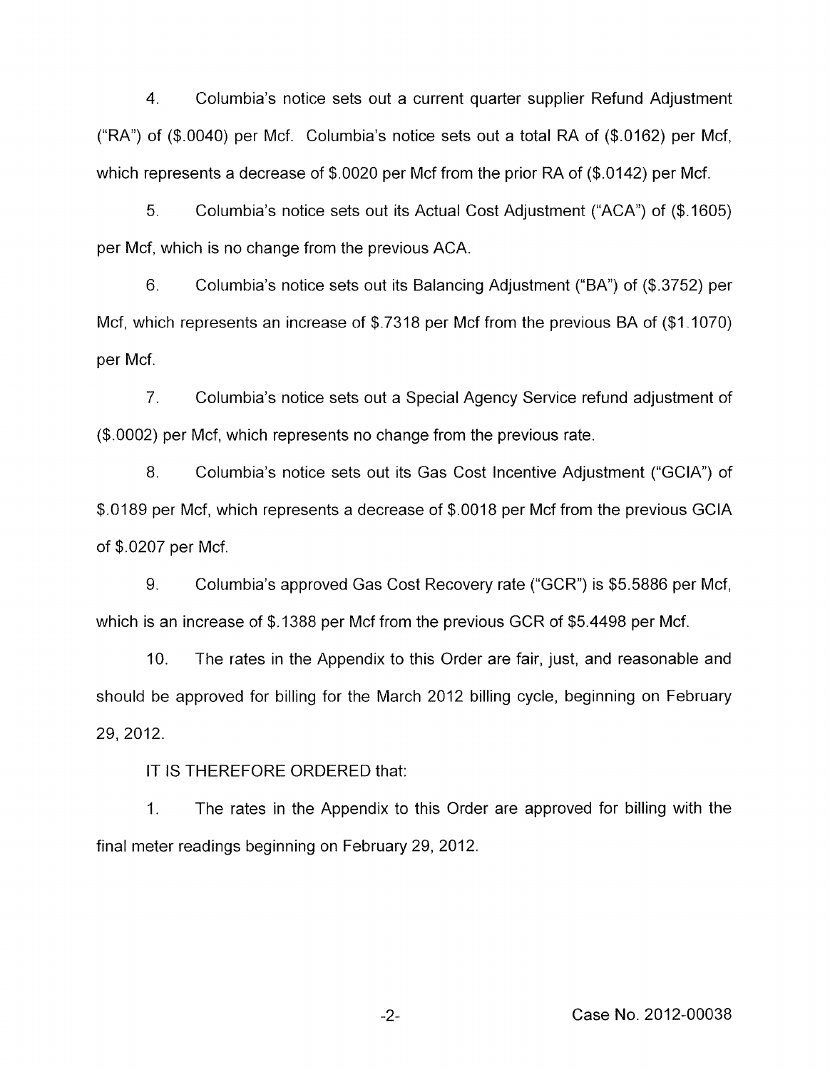4. Columbia's notice sets out a current quarter supplier Refund Adjustment ("RA") of ($.0040) per Mcf. Columbia's notice sets out a total RA of ($.0162) per Mcf, which represents a decrease of $.0020 per Mcf from the prior RA of ($.0142) per Mcf.

5. Columbia's notice sets out its Actual Cost Adjustment ("ACA") of ($.1605) per Mcf, which is no change from the previous ACA.

6. Columbia's notice sets out its Balancing Adjustment ("BA") of ($.3752) per Mcf, which represents an increase of $.7318 per Mcf from the previous BA of ($1.1070) per Mcf.

7. Columbia's notice sets out a Special Agency Service refund adjustment of ($.0002) per Mcf, which represents no change from the previous rate.

8. Columbia's notice sets out its Gas Cost Incentive Adjustment ("GCIA") of $.0189 per Mcf, which represents a decrease of $.0018 per Mcf from the previous GCIA of $.0207 per Mcf.

9. Columbia's approved Gas Cost Recovery rate ("GCR") is $5.5886 per Mcf, which is an increase of $.1388 per Mcf from the previous GCR of $5.4498 per Mcf.

10. The rates in the Appendix to this Order are fair, just, and reasonable and should be approved for billing for the March 2012 billing cycle, beginning on February 29, 2012.

IT IS THEREFORE ORDERED that:

1. The rates in the Appendix to this Order are approved for billing with the final meter readings beginning on February 29, 2012.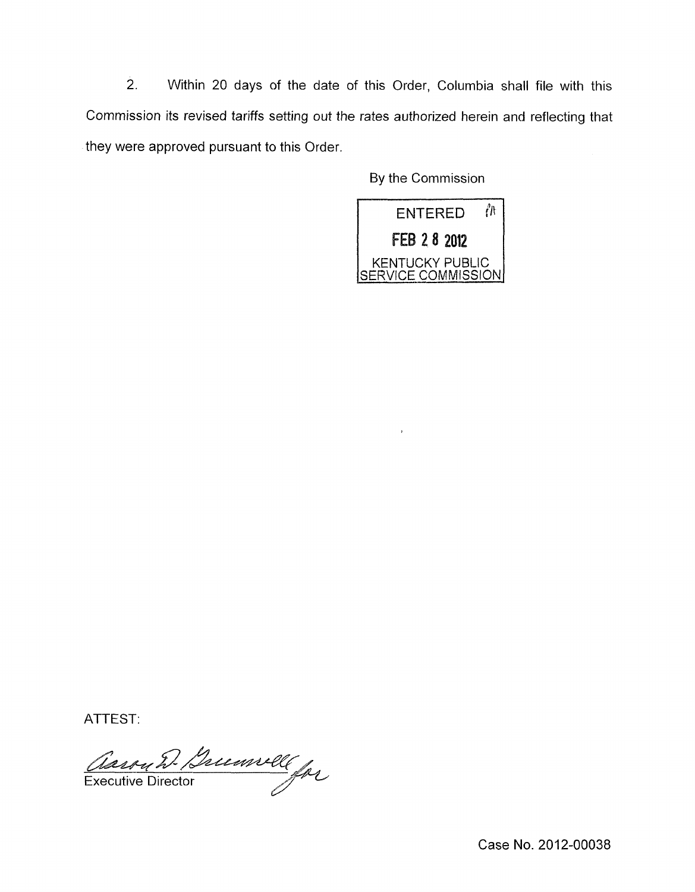2. Within 20 days of the date of this Order, Columbia shall file with this Commission its revised tariffs setting out the rates authorized herein and reflecting that they were approved pursuant to this Order.

By the Commission

ENTERED
FEB 28 2012
KENTUCKY PUBLIC SERVICE COMMISSION

ATTEST:

Aaron D. Greenwell for
Executive Director

Case No. 2012-00038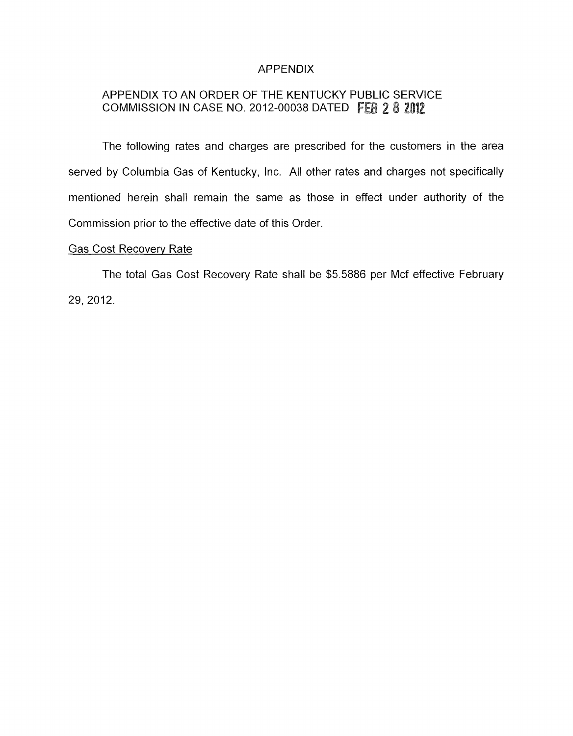# APPENDIX

## APPENDIX TO AN ORDER OF THE KENTUCKY PUBLIC SERVICE COMMISSION IN CASE NO. 2012-00038 DATED FEB 28 2012

The following rates and charges are prescribed for the customers in the area served by Columbia Gas of Kentucky, Inc. All other rates and charges not specifically mentioned herein shall remain the same as those in effect under authority of the Commission prior to the effective date of this Order.

Gas Cost Recovery Rate

The total Gas Cost Recovery Rate shall be $5.5886 per Mcf effective February 29, 2012.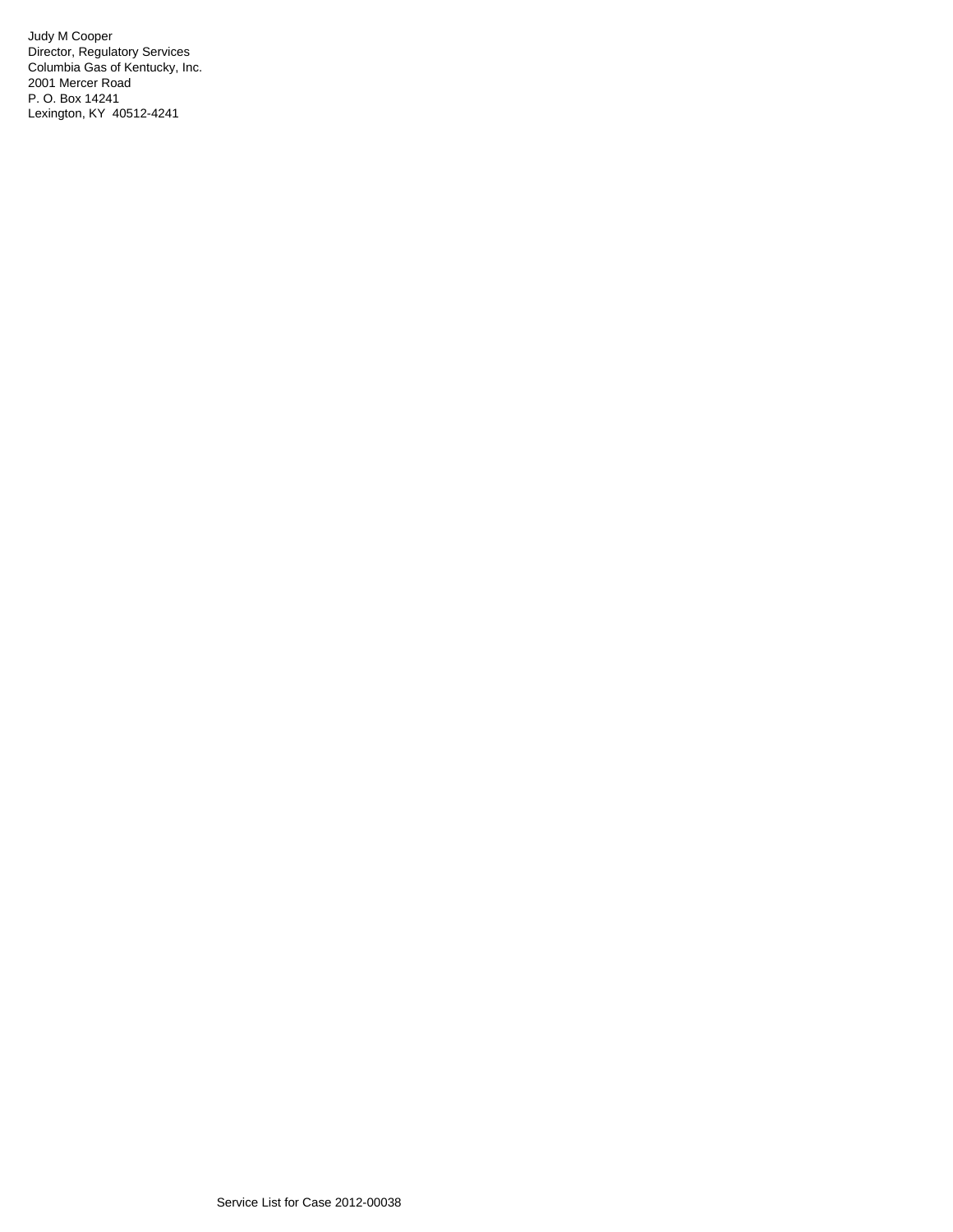Judy M Cooper
Director, Regulatory Services
Columbia Gas of Kentucky, Inc.
2001 Mercer Road
P. O. Box 14241
Lexington, KY  40512-4241